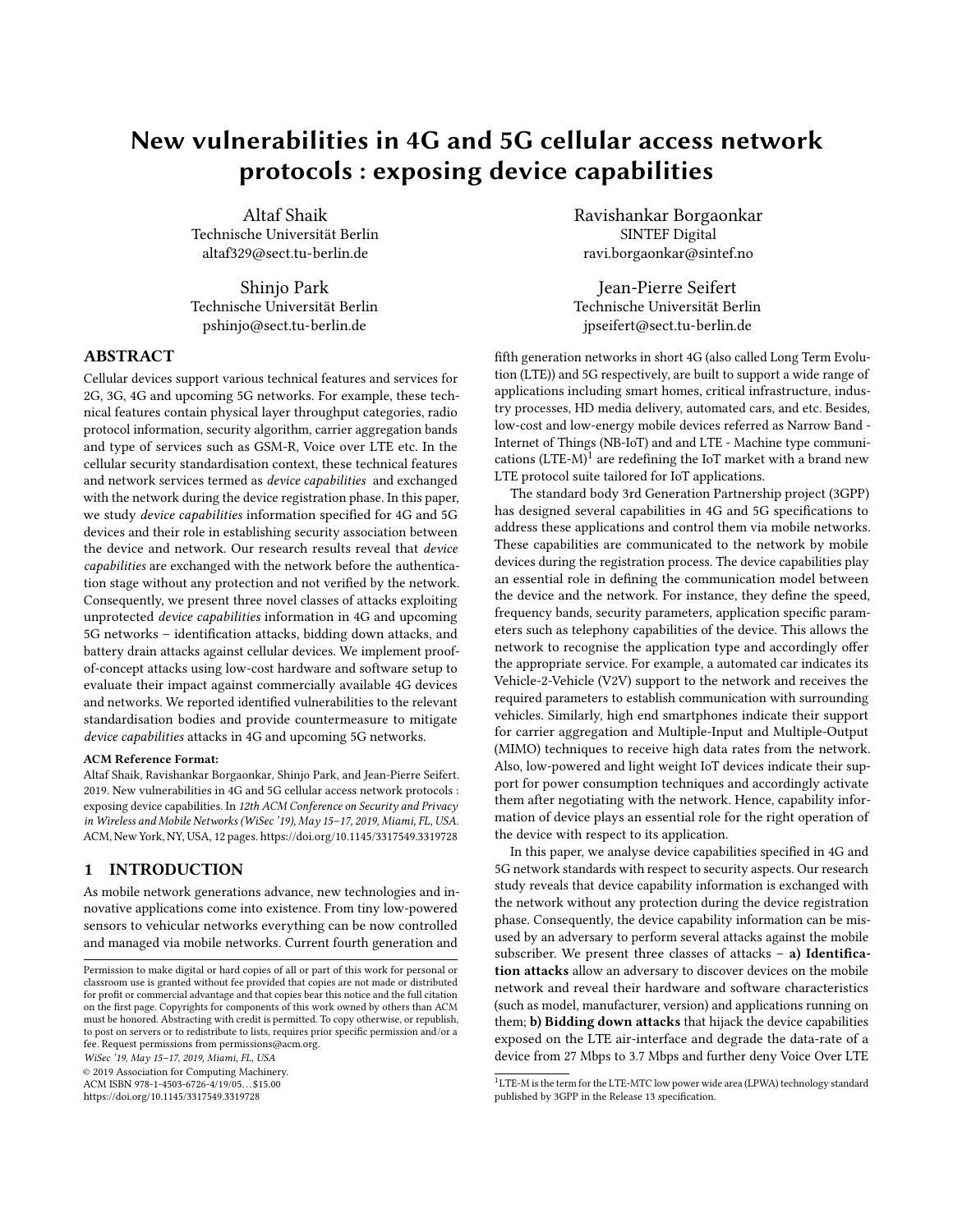# New vulnerabilities in 4G and 5G cellular access network protocols : exposing device capabilities

Altaf Shaik
Technische Universität Berlin
altaf329@sect.tu-berlin.de

Ravishankar Borgaonkar
SINTEF Digital
ravi.borgaonkar@sintef.no

Shinjo Park
Technische Universität Berlin
pshinjo@sect.tu-berlin.de

Jean-Pierre Seifert
Technische Universität Berlin
jpseifert@sect.tu-berlin.de

## ABSTRACT

Cellular devices support various technical features and services for 2G, 3G, 4G and upcoming 5G networks. For example, these technical features contain physical layer throughput categories, radio protocol information, security algorithm, carrier aggregation bands and type of services such as GSM-R, Voice over LTE etc. In the cellular security standardisation context, these technical features and network services termed as *device capabilities* and exchanged with the network during the device registration phase. In this paper, we study *device capabilities* information specified for 4G and 5G devices and their role in establishing security association between the device and network. Our research results reveal that *device capabilities* are exchanged with the network before the authentication stage without any protection and not verified by the network. Consequently, we present three novel classes of attacks exploiting unprotected *device capabilities* information in 4G and upcoming 5G networks – identification attacks, bidding down attacks, and battery drain attacks against cellular devices. We implement proof-of-concept attacks using low-cost hardware and software setup to evaluate their impact against commercially available 4G devices and networks. We reported identified vulnerabilities to the relevant standardisation bodies and provide countermeasure to mitigate *device capabilities* attacks in 4G and upcoming 5G networks.

**ACM Reference Format:**
Altaf Shaik, Ravishankar Borgaonkar, Shinjo Park, and Jean-Pierre Seifert. 2019. New vulnerabilities in 4G and 5G cellular access network protocols : exposing device capabilities. In *12th ACM Conference on Security and Privacy in Wireless and Mobile Networks (WiSec '19), May 15–17, 2019, Miami, FL, USA.* ACM, New York, NY, USA, 12 pages. https://doi.org/10.1145/3317549.3319728

## 1 INTRODUCTION

As mobile network generations advance, new technologies and innovative applications come into existence. From tiny low-powered sensors to vehicular networks everything can be now controlled and managed via mobile networks. Current fourth generation and fifth generation networks in short 4G (also called Long Term Evolution (LTE)) and 5G respectively, are built to support a wide range of applications including smart homes, critical infrastructure, industry processes, HD media delivery, automated cars, and etc. Besides, low-cost and low-energy mobile devices referred as Narrow Band - Internet of Things (NB-IoT) and and LTE - Machine type communications (LTE-M)[1] are redefining the IoT market with a brand new LTE protocol suite tailored for IoT applications.

The standard body 3rd Generation Partnership project (3GPP) has designed several capabilities in 4G and 5G specifications to address these applications and control them via mobile networks. These capabilities are communicated to the network by mobile devices during the registration process. The device capabilities play an essential role in defining the communication model between the device and the network. For instance, they define the speed, frequency bands, security parameters, application specific parameters such as telephony capabilities of the device. This allows the network to recognise the application type and accordingly offer the appropriate service. For example, a automated car indicates its Vehicle-2-Vehicle (V2V) support to the network and receives the required parameters to establish communication with surrounding vehicles. Similarly, high end smartphones indicate their support for carrier aggregation and Multiple-Input and Multiple-Output (MIMO) techniques to receive high data rates from the network. Also, low-powered and light weight IoT devices indicate their support for power consumption techniques and accordingly activate them after negotiating with the network. Hence, capability information of device plays an essential role for the right operation of the device with respect to its application.

In this paper, we analyse device capabilities specified in 4G and 5G network standards with respect to security aspects. Our research study reveals that device capability information is exchanged with the network without any protection during the device registration phase. Consequently, the device capability information can be misused by an adversary to perform several attacks against the mobile subscriber. We present three classes of attacks – **a) Identification attacks** allow an adversary to discover devices on the mobile network and reveal their hardware and software characteristics (such as model, manufacturer, version) and applications running on them; **b) Bidding down attacks** that hijack the device capabilities exposed on the LTE air-interface and degrade the data-rate of a device from 27 Mbps to 3.7 Mbps and further deny Voice Over LTE

[1] LTE-M is the term for the LTE-MTC low power wide area (LPWA) technology standard published by 3GPP in the Release 13 specification.

Permission to make digital or hard copies of all or part of this work for personal or classroom use is granted without fee provided that copies are not made or distributed for profit or commercial advantage and that copies bear this notice and the full citation on the first page. Copyrights for components of this work owned by others than ACM must be honored. Abstracting with credit is permitted. To copy otherwise, or republish, to post on servers or to redistribute to lists, requires prior specific permission and/or a fee. Request permissions from permissions@acm.org.
*WiSec '19, May 15–17, 2019, Miami, FL, USA*
© 2019 Association for Computing Machinery.
ACM ISBN 978-1-4503-6726-4/19/05...$15.00
https://doi.org/10.1145/3317549.3319728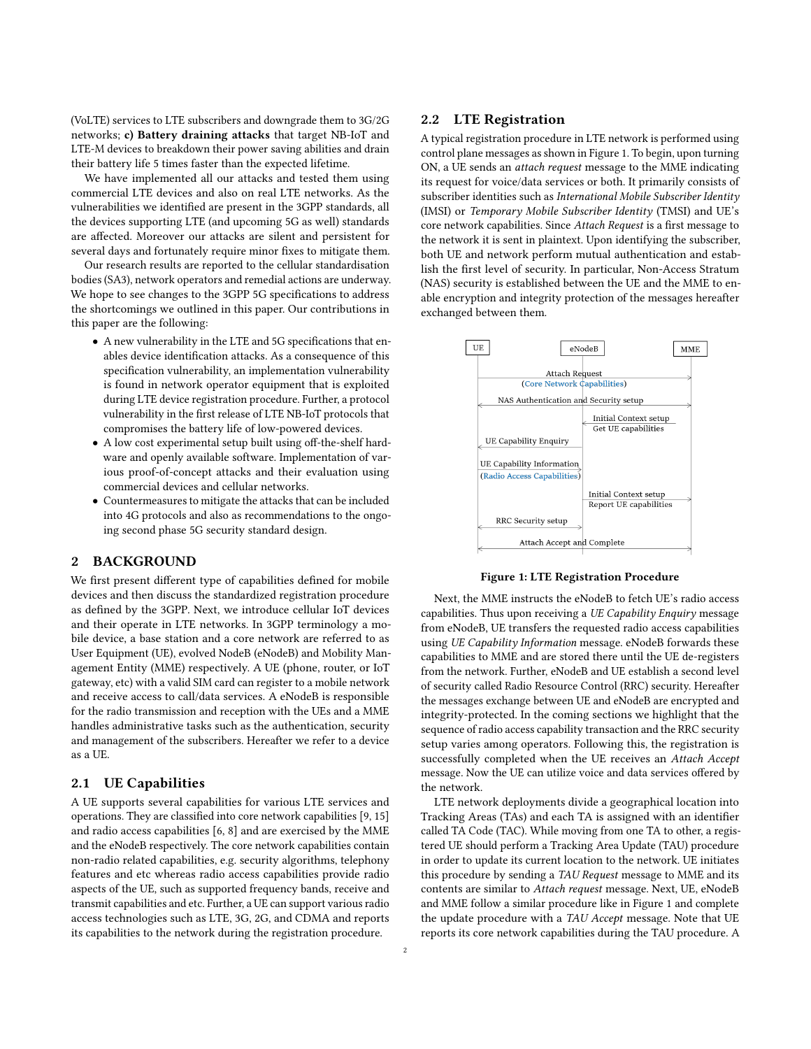(VoLTE) services to LTE subscribers and downgrade them to 3G/2G networks; **c) Battery draining attacks** that target NB-IoT and LTE-M devices to breakdown their power saving abilities and drain their battery life 5 times faster than the expected lifetime.

We have implemented all our attacks and tested them using commercial LTE devices and also on real LTE networks. As the vulnerabilities we identified are present in the 3GPP standards, all the devices supporting LTE (and upcoming 5G as well) standards are affected. Moreover our attacks are silent and persistent for several days and fortunately require minor fixes to mitigate them.

Our research results are reported to the cellular standardisation bodies (SA3), network operators and remedial actions are underway. We hope to see changes to the 3GPP 5G specifications to address the shortcomings we outlined in this paper. Our contributions in this paper are the following:

- A new vulnerability in the LTE and 5G specifications that enables device identification attacks. As a consequence of this specification vulnerability, an implementation vulnerability is found in network operator equipment that is exploited during LTE device registration procedure. Further, a protocol vulnerability in the first release of LTE NB-IoT protocols that compromises the battery life of low-powered devices.
- A low cost experimental setup built using off-the-shelf hardware and openly available software. Implementation of various proof-of-concept attacks and their evaluation using commercial devices and cellular networks.
- Countermeasures to mitigate the attacks that can be included into 4G protocols and also as recommendations to the ongoing second phase 5G security standard design.

## 2 BACKGROUND

We first present different type of capabilities defined for mobile devices and then discuss the standardized registration procedure as defined by the 3GPP. Next, we introduce cellular IoT devices and their operate in LTE networks. In 3GPP terminology a mobile device, a base station and a core network are referred to as User Equipment (UE), evolved NodeB (eNodeB) and Mobility Management Entity (MME) respectively. A UE (phone, router, or IoT gateway, etc) with a valid SIM card can register to a mobile network and receive access to call/data services. A eNodeB is responsible for the radio transmission and reception with the UEs and a MME handles administrative tasks such as the authentication, security and management of the subscribers. Hereafter we refer to a device as a UE.

### 2.1 UE Capabilities

A UE supports several capabilities for various LTE services and operations. They are classified into core network capabilities [9, 15] and radio access capabilities [6, 8] and are exercised by the MME and the eNodeB respectively. The core network capabilities contain non-radio related capabilities, e.g. security algorithms, telephony features and etc whereas radio access capabilities provide radio aspects of the UE, such as supported frequency bands, receive and transmit capabilities and etc. Further, a UE can support various radio access technologies such as LTE, 3G, 2G, and CDMA and reports its capabilities to the network during the registration procedure.

### 2.2 LTE Registration

A typical registration procedure in LTE network is performed using control plane messages as shown in Figure 1. To begin, upon turning ON, a UE sends an *attach request* message to the MME indicating its request for voice/data services or both. It primarily consists of subscriber identities such as *International Mobile Subscriber Identity* (IMSI) or *Temporary Mobile Subscriber Identity* (TMSI) and UE's core network capabilities. Since *Attach Request* is a first message to the network it is sent in plaintext. Upon identifying the subscriber, both UE and network perform mutual authentication and establish the first level of security. In particular, Non-Access Stratum (NAS) security is established between the UE and the MME to enable encryption and integrity protection of the messages hereafter exchanged between them.

UE
eNodeB
MME
Attach Request
(Core Network Capabilities)
NAS Authentication and Security setup
Initial Context setup
Get UE capabilities
UE Capability Enquiry
UE Capability Information
(Radio Access Capabilities)
Initial Context setup
Report UE capabilities
RRC Security setup
Attach Accept and Complete

**Figure 1: LTE Registration Procedure**

Next, the MME instructs the eNodeB to fetch UE's radio access capabilities. Thus upon receiving a *UE Capability Enquiry* message from eNodeB, UE transfers the requested radio access capabilities using *UE Capability Information* message. eNodeB forwards these capabilities to MME and are stored there until the UE de-registers from the network. Further, eNodeB and UE establish a second level of security called Radio Resource Control (RRC) security. Hereafter the messages exchange between UE and eNodeB are encrypted and integrity-protected. In the coming sections we highlight that the sequence of radio access capability transaction and the RRC security setup varies among operators. Following this, the registration is successfully completed when the UE receives an *Attach Accept* message. Now the UE can utilize voice and data services offered by the network.

LTE network deployments divide a geographical location into Tracking Areas (TAs) and each TA is assigned with an identifier called TA Code (TAC). While moving from one TA to other, a registered UE should perform a Tracking Area Update (TAU) procedure in order to update its current location to the network. UE initiates this procedure by sending a *TAU Request* message to MME and its contents are similar to *Attach request* message. Next, UE, eNodeB and MME follow a similar procedure like in Figure 1 and complete the update procedure with a *TAU Accept* message. Note that UE reports its core network capabilities during the TAU procedure. A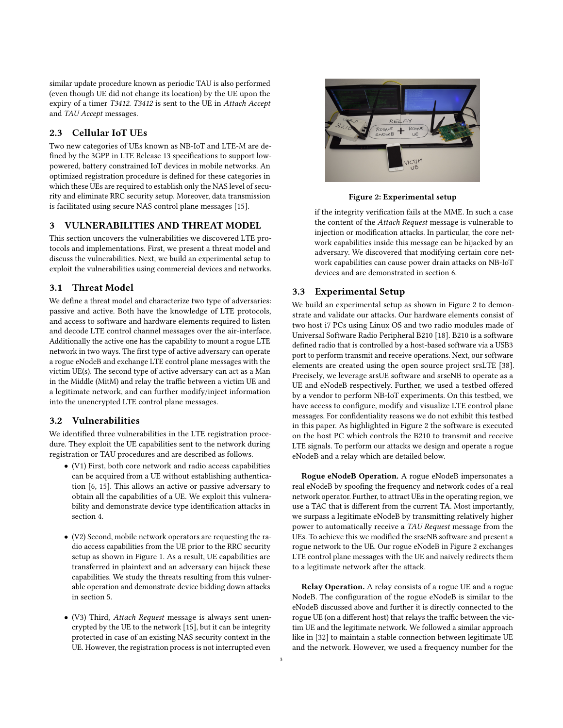similar update procedure known as periodic TAU is also performed (even though UE did not change its location) by the UE upon the expiry of a timer *T3412*. *T3412* is sent to the UE in *Attach Accept* and *TAU Accept* messages.

## 2.3 Cellular IoT UEs

Two new categories of UEs known as NB-IoT and LTE-M are defined by the 3GPP in LTE Release 13 specifications to support low-powered, battery constrained IoT devices in mobile networks. An optimized registration procedure is defined for these categories in which these UEs are required to establish only the NAS level of security and eliminate RRC security setup. Moreover, data transmission is facilitated using secure NAS control plane messages [15].

# 3 VULNERABILITIES AND THREAT MODEL

This section uncovers the vulnerabilities we discovered LTE protocols and implementations. First, we present a threat model and discuss the vulnerabilities. Next, we build an experimental setup to exploit the vulnerabilities using commercial devices and networks.

## 3.1 Threat Model

We define a threat model and characterize two type of adversaries: passive and active. Both have the knowledge of LTE protocols, and access to software and hardware elements required to listen and decode LTE control channel messages over the air-interface. Additionally the active one has the capability to mount a rogue LTE network in two ways. The first type of active adversary can operate a rogue eNodeB and exchange LTE control plane messages with the victim UE(s). The second type of active adversary can act as a Man in the Middle (MitM) and relay the traffic between a victim UE and a legitimate network, and can further modify/inject information into the unencrypted LTE control plane messages.

## 3.2 Vulnerabilities

We identified three vulnerabilities in the LTE registration procedure. They exploit the UE capabilities sent to the network during registration or TAU procedures and are described as follows.

- (V1) First, both core network and radio access capabilities can be acquired from a UE without establishing authentication [6, 15]. This allows an active or passive adversary to obtain all the capabilities of a UE. We exploit this vulnerability and demonstrate device type identification attacks in section 4.
- (V2) Second, mobile network operators are requesting the radio access capabilities from the UE prior to the RRC security setup as shown in Figure 1. As a result, UE capabilities are transferred in plaintext and an adversary can hijack these capabilities. We study the threats resulting from this vulnerable operation and demonstrate device bidding down attacks in section 5.
- (V3) Third, *Attach Request* message is always sent unencrypted by the UE to the network [15], but it can be integrity protected in case of an existing NAS security context in the UE. However, the registration process is not interrupted even if the integrity verification fails at the MME. In such a case the content of the *Attach Request* message is vulnerable to injection or modification attacks. In particular, the core network capabilities inside this message can be hijacked by an adversary. We discovered that modifying certain core network capabilities can cause power drain attacks on NB-IoT devices and are demonstrated in section 6.

**Figure 2: Experimental setup**

## 3.3 Experimental Setup

We build an experimental setup as shown in Figure 2 to demonstrate and validate our attacks. Our hardware elements consist of two host i7 PCs using Linux OS and two radio modules made of Universal Software Radio Peripheral B210 [18]. B210 is a software defined radio that is controlled by a host-based software via a USB3 port to perform transmit and receive operations. Next, our software elements are created using the open source project srsLTE [38]. Precisely, we leverage srsUE software and srseNB to operate as a UE and eNodeB respectively. Further, we used a testbed offered by a vendor to perform NB-IoT experiments. On this testbed, we have access to configure, modify and visualize LTE control plane messages. For confidentiality reasons we do not exhibit this testbed in this paper. As highlighted in Figure 2 the software is executed on the host PC which controls the B210 to transmit and receive LTE signals. To perform our attacks we design and operate a rogue eNodeB and a relay which are detailed below.

**Rogue eNodeB Operation.** A rogue eNodeB impersonates a real eNodeB by spoofing the frequency and network codes of a real network operator. Further, to attract UEs in the operating region, we use a TAC that is different from the current TA. Most importantly, we surpass a legitimate eNodeB by transmitting relatively higher power to automatically receive a *TAU Request* message from the UEs. To achieve this we modified the srseNB software and present a rogue network to the UE. Our rogue eNodeB in Figure 2 exchanges LTE control plane messages with the UE and naively redirects them to a legitimate network after the attack.

**Relay Operation.** A relay consists of a rogue UE and a rogue NodeB. The configuration of the rogue eNodeB is similar to the eNodeB discussed above and further it is directly connected to the rogue UE (on a different host) that relays the traffic between the victim UE and the legitimate network. We followed a similar approach like in [32] to maintain a stable connection between legitimate UE and the network. However, we used a frequency number for the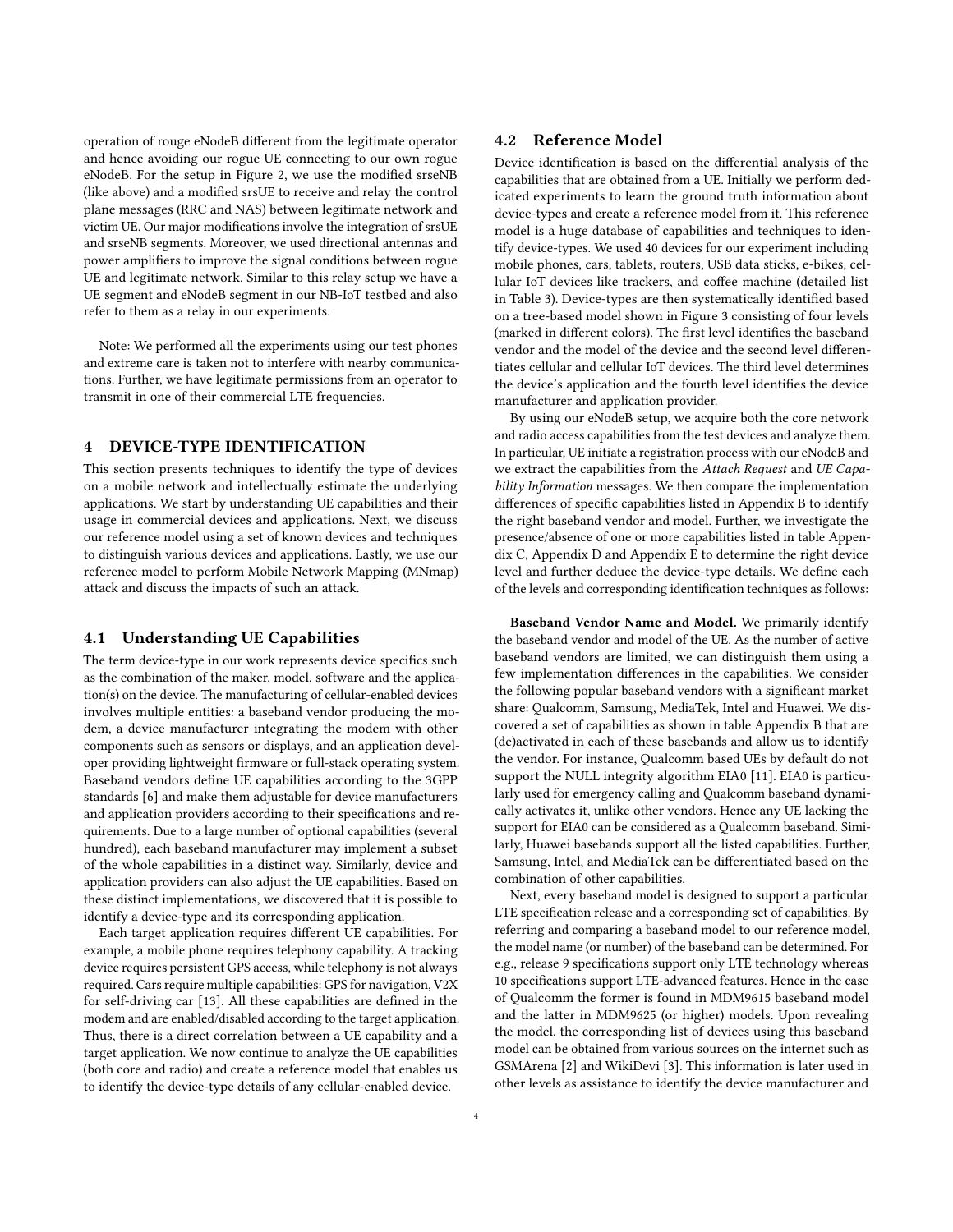operation of rouge eNodeB different from the legitimate operator and hence avoiding our rogue UE connecting to our own rogue eNodeB. For the setup in Figure 2, we use the modified srseNB (like above) and a modified srsUE to receive and relay the control plane messages (RRC and NAS) between legitimate network and victim UE. Our major modifications involve the integration of srsUE and srseNB segments. Moreover, we used directional antennas and power amplifiers to improve the signal conditions between rogue UE and legitimate network. Similar to this relay setup we have a UE segment and eNodeB segment in our NB-IoT testbed and also refer to them as a relay in our experiments.

Note: We performed all the experiments using our test phones and extreme care is taken not to interfere with nearby communications. Further, we have legitimate permissions from an operator to transmit in one of their commercial LTE frequencies.

# 4 DEVICE-TYPE IDENTIFICATION

This section presents techniques to identify the type of devices on a mobile network and intellectually estimate the underlying applications. We start by understanding UE capabilities and their usage in commercial devices and applications. Next, we discuss our reference model using a set of known devices and techniques to distinguish various devices and applications. Lastly, we use our reference model to perform Mobile Network Mapping (MNmap) attack and discuss the impacts of such an attack.

## 4.1 Understanding UE Capabilities

The term device-type in our work represents device specifics such as the combination of the maker, model, software and the application(s) on the device. The manufacturing of cellular-enabled devices involves multiple entities: a baseband vendor producing the modem, a device manufacturer integrating the modem with other components such as sensors or displays, and an application developer providing lightweight firmware or full-stack operating system. Baseband vendors define UE capabilities according to the 3GPP standards [6] and make them adjustable for device manufacturers and application providers according to their specifications and requirements. Due to a large number of optional capabilities (several hundred), each baseband manufacturer may implement a subset of the whole capabilities in a distinct way. Similarly, device and application providers can also adjust the UE capabilities. Based on these distinct implementations, we discovered that it is possible to identify a device-type and its corresponding application.

Each target application requires different UE capabilities. For example, a mobile phone requires telephony capability. A tracking device requires persistent GPS access, while telephony is not always required. Cars require multiple capabilities: GPS for navigation, V2X for self-driving car [13]. All these capabilities are defined in the modem and are enabled/disabled according to the target application. Thus, there is a direct correlation between a UE capability and a target application. We now continue to analyze the UE capabilities (both core and radio) and create a reference model that enables us to identify the device-type details of any cellular-enabled device.

## 4.2 Reference Model

Device identification is based on the differential analysis of the capabilities that are obtained from a UE. Initially we perform dedicated experiments to learn the ground truth information about device-types and create a reference model from it. This reference model is a huge database of capabilities and techniques to identify device-types. We used 40 devices for our experiment including mobile phones, cars, tablets, routers, USB data sticks, e-bikes, cellular IoT devices like trackers, and coffee machine (detailed list in Table 3). Device-types are then systematically identified based on a tree-based model shown in Figure 3 consisting of four levels (marked in different colors). The first level identifies the baseband vendor and the model of the device and the second level differentiates cellular and cellular IoT devices. The third level determines the device's application and the fourth level identifies the device manufacturer and application provider.

By using our eNodeB setup, we acquire both the core network and radio access capabilities from the test devices and analyze them. In particular, UE initiate a registration process with our eNodeB and we extract the capabilities from the *Attach Request* and *UE Capability Information* messages. We then compare the implementation differences of specific capabilities listed in Appendix B to identify the right baseband vendor and model. Further, we investigate the presence/absence of one or more capabilities listed in table Appendix C, Appendix D and Appendix E to determine the right device level and further deduce the device-type details. We define each of the levels and corresponding identification techniques as follows:

**Baseband Vendor Name and Model.** We primarily identify the baseband vendor and model of the UE. As the number of active baseband vendors are limited, we can distinguish them using a few implementation differences in the capabilities. We consider the following popular baseband vendors with a significant market share: Qualcomm, Samsung, MediaTek, Intel and Huawei. We discovered a set of capabilities as shown in table Appendix B that are (de)activated in each of these basebands and allow us to identify the vendor. For instance, Qualcomm based UEs by default do not support the NULL integrity algorithm EIA0 [11]. EIA0 is particularly used for emergency calling and Qualcomm baseband dynamically activates it, unlike other vendors. Hence any UE lacking the support for EIA0 can be considered as a Qualcomm baseband. Similarly, Huawei basebands support all the listed capabilities. Further, Samsung, Intel, and MediaTek can be differentiated based on the combination of other capabilities.

Next, every baseband model is designed to support a particular LTE specification release and a corresponding set of capabilities. By referring and comparing a baseband model to our reference model, the model name (or number) of the baseband can be determined. For e.g., release 9 specifications support only LTE technology whereas 10 specifications support LTE-advanced features. Hence in the case of Qualcomm the former is found in MDM9615 baseband model and the latter in MDM9625 (or higher) models. Upon revealing the model, the corresponding list of devices using this baseband model can be obtained from various sources on the internet such as GSMArena [2] and WikiDevi [3]. This information is later used in other levels as assistance to identify the device manufacturer and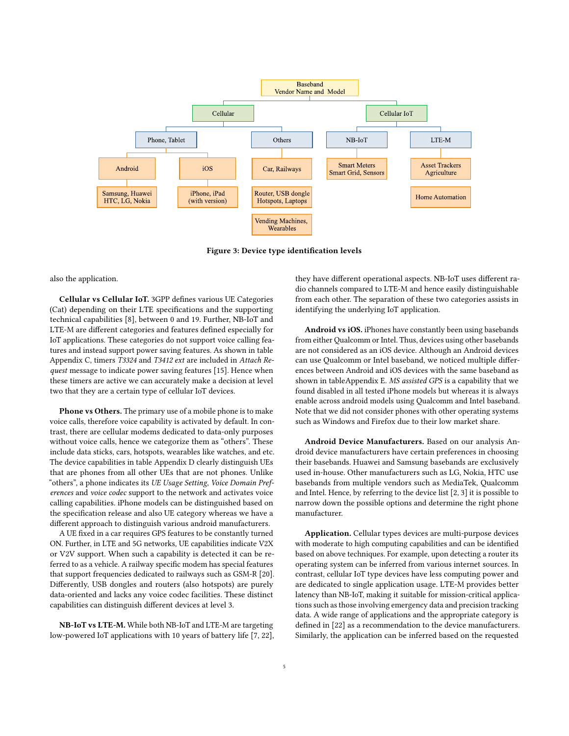Baseband Vendor Name and Model

- Cellular
  - Phone, Tablet
    - Android
      - Samsung, Huawei HTC, LG, Nokia
    - iOS
      - iPhone, iPad (with version)
  - Others
    - Car, Railways
    - Router, USB dongle Hotspots, Laptops
    - Vending Machines, Wearables
- Cellular IoT
  - NB-IoT
    - Smart Meters Smart Grid, Sensors
  - LTE-M
    - Asset Trackers Agriculture
    - Home Automation

**Figure 3: Device type identification levels**

also the application.

**Cellular vs Cellular IoT.** 3GPP defines various UE Categories (Cat) depending on their LTE specifications and the supporting technical capabilities [8], between 0 and 19. Further, NB-IoT and LTE-M are different categories and features defined especially for IoT applications. These categories do not support voice calling features and instead support power saving features. As shown in table Appendix C, timers *T3324* and *T3412 ext* are included in *Attach Request* message to indicate power saving features [15]. Hence when these timers are active we can accurately make a decision at level two that they are a certain type of cellular IoT devices.

**Phone vs Others.** The primary use of a mobile phone is to make voice calls, therefore voice capability is activated by default. In contrast, there are cellular modems dedicated to data-only purposes without voice calls, hence we categorize them as "others". These include data sticks, cars, hotspots, wearables like watches, and etc. The device capabilities in table Appendix D clearly distinguish UEs that are phones from all other UEs that are not phones. Unlike "others", a phone indicates its *UE Usage Setting*, *Voice Domain Preferences* and *voice codec* support to the network and activates voice calling capabilities. iPhone models can be distinguished based on the specification release and also UE category whereas we have a different approach to distinguish various android manufacturers.

A UE fixed in a car requires GPS features to be constantly turned ON. Further, in LTE and 5G networks, UE capabilities indicate V2X or V2V support. When such a capability is detected it can be referred to as a vehicle. A railway specific modem has special features that support frequencies dedicated to railways such as GSM-R [20]. Differently, USB dongles and routers (also hotspots) are purely data-oriented and lacks any voice codec facilities. These distinct capabilities can distinguish different devices at level 3.

**NB-IoT vs LTE-M.** While both NB-IoT and LTE-M are targeting low-powered IoT applications with 10 years of battery life [7, 22], they have different operational aspects. NB-IoT uses different radio channels compared to LTE-M and hence easily distinguishable from each other. The separation of these two categories assists in identifying the underlying IoT application.

**Android vs iOS.** iPhones have constantly been using basebands from either Qualcomm or Intel. Thus, devices using other basebands are not considered as an iOS device. Although an Android devices can use Qualcomm or Intel baseband, we noticed multiple differences between Android and iOS devices with the same baseband as shown in tableAppendix E. *MS assisted GPS* is a capability that we found disabled in all tested iPhone models but whereas it is always enable across android models using Qualcomm and Intel baseband. Note that we did not consider phones with other operating systems such as Windows and Firefox due to their low market share.

**Android Device Manufacturers.** Based on our analysis Android device manufacturers have certain preferences in choosing their basebands. Huawei and Samsung basebands are exclusively used in-house. Other manufacturers such as LG, Nokia, HTC use basebands from multiple vendors such as MediaTek, Qualcomm and Intel. Hence, by referring to the device list [2, 3] it is possible to narrow down the possible options and determine the right phone manufacturer.

**Application.** Cellular types devices are multi-purpose devices with moderate to high computing capabilities and can be identified based on above techniques. For example, upon detecting a router its operating system can be inferred from various internet sources. In contrast, cellular IoT type devices have less computing power and are dedicated to single application usage. LTE-M provides better latency than NB-IoT, making it suitable for mission-critical applications such as those involving emergency data and precision tracking data. A wide range of applications and the appropriate category is defined in [22] as a recommendation to the device manufacturers. Similarly, the application can be inferred based on the requested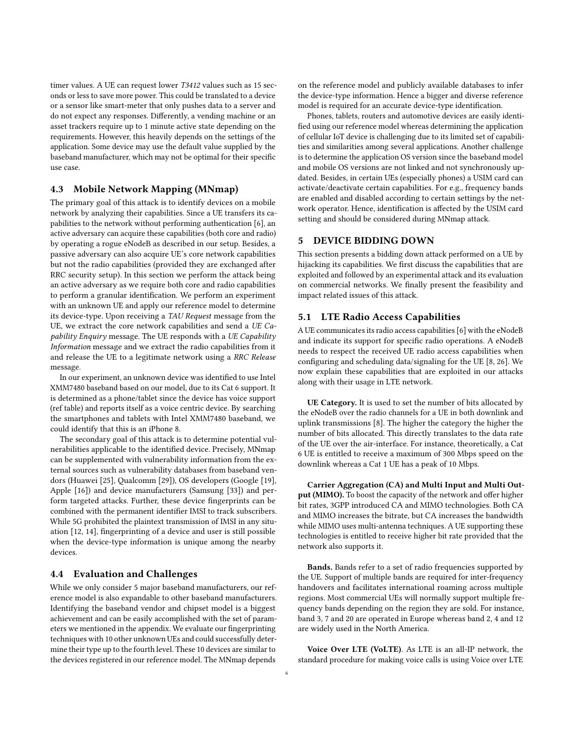timer values. A UE can request lower *T3412* values such as 15 seconds or less to save more power. This could be translated to a device or a sensor like smart-meter that only pushes data to a server and do not expect any responses. Differently, a vending machine or an asset trackers require up to 1 minute active state depending on the requirements. However, this heavily depends on the settings of the application. Some device may use the default value supplied by the baseband manufacturer, which may not be optimal for their specific use case.

### 4.3 Mobile Network Mapping (MNmap)

The primary goal of this attack is to identify devices on a mobile network by analyzing their capabilities. Since a UE transfers its capabilities to the network without performing authentication [6], an active adversary can acquire these capabilities (both core and radio) by operating a rogue eNodeB as described in our setup. Besides, a passive adversary can also acquire UE's core network capabilities but not the radio capabilities (provided they are exchanged after RRC security setup). In this section we perform the attack being an active adversary as we require both core and radio capabilities to perform a granular identification. We perform an experiment with an unknown UE and apply our reference model to determine its device-type. Upon receiving a *TAU Request* message from the UE, we extract the core network capabilities and send a *UE Capability Enquiry* message. The UE responds with a *UE Capability Information* message and we extract the radio capabilities from it and release the UE to a legitimate network using a *RRC Release* message.

In our experiment, an unknown device was identified to use Intel XMM7480 baseband based on our model, due to its Cat 6 support. It is determined as a phone/tablet since the device has voice support (ref table) and reports itself as a voice centric device. By searching the smartphones and tablets with Intel XMM7480 baseband, we could identify that this is an iPhone 8.

The secondary goal of this attack is to determine potential vulnerabilities applicable to the identified device. Precisely, MNmap can be supplemented with vulnerability information from the external sources such as vulnerability databases from baseband vendors (Huawei [25], Qualcomm [29]), OS developers (Google [19], Apple [16]) and device manufacturers (Samsung [33]) and perform targeted attacks. Further, these device fingerprints can be combined with the permanent identifier IMSI to track subscribers. While 5G prohibited the plaintext transmission of IMSI in any situation [12, 14], fingerprinting of a device and user is still possible when the device-type information is unique among the nearby devices.

### 4.4 Evaluation and Challenges

While we only consider 5 major baseband manufacturers, our reference model is also expandable to other baseband manufacturers. Identifying the baseband vendor and chipset model is a biggest achievement and can be easily accomplished with the set of parameters we mentioned in the appendix. We evaluate our fingerprinting techniques with 10 other unknown UEs and could successfully determine their type up to the fourth level. These 10 devices are similar to the devices registered in our reference model. The MNmap depends on the reference model and publicly available databases to infer the device-type information. Hence a bigger and diverse reference model is required for an accurate device-type identification.

Phones, tablets, routers and automotive devices are easily identified using our reference model whereas determining the application of cellular IoT device is challenging due to its limited set of capabilities and similarities among several applications. Another challenge is to determine the application OS version since the baseband model and mobile OS versions are not linked and not synchronously updated. Besides, in certain UEs (especially phones) a USIM card can activate/deactivate certain capabilities. For e.g., frequency bands are enabled and disabled according to certain settings by the network operator. Hence, identification is affected by the USIM card setting and should be considered during MNmap attack.

## 5 DEVICE BIDDING DOWN

This section presents a bidding down attack performed on a UE by hijacking its capabilities. We first discuss the capabilities that are exploited and followed by an experimental attack and its evaluation on commercial networks. We finally present the feasibility and impact related issues of this attack.

### 5.1 LTE Radio Access Capabilities

A UE communicates its radio access capabilities [6] with the eNodeB and indicate its support for specific radio operations. A eNodeB needs to respect the received UE radio access capabilities when configuring and scheduling data/signaling for the UE [8, 26]. We now explain these capabilities that are exploited in our attacks along with their usage in LTE network.

**UE Category.** It is used to set the number of bits allocated by the eNodeB over the radio channels for a UE in both downlink and uplink transmissions [8]. The higher the category the higher the number of bits allocated. This directly translates to the data rate of the UE over the air-interface. For instance, theoretically, a Cat 6 UE is entitled to receive a maximum of 300 Mbps speed on the downlink whereas a Cat 1 UE has a peak of 10 Mbps.

**Carrier Aggregation (CA) and Multi Input and Multi Output (MIMO).** To boost the capacity of the network and offer higher bit rates, 3GPP introduced CA and MIMO technologies. Both CA and MIMO increases the bitrate, but CA increases the bandwidth while MIMO uses multi-antenna techniques. A UE supporting these technologies is entitled to receive higher bit rate provided that the network also supports it.

**Bands.** Bands refer to a set of radio frequencies supported by the UE. Support of multiple bands are required for inter-frequency handovers and facilitates international roaming across multiple regions. Most commercial UEs will normally support multiple frequency bands depending on the region they are sold. For instance, band 3, 7 and 20 are operated in Europe whereas band 2, 4 and 12 are widely used in the North America.

**Voice Over LTE (VoLTE).** As LTE is an all-IP network, the standard procedure for making voice calls is using Voice over LTE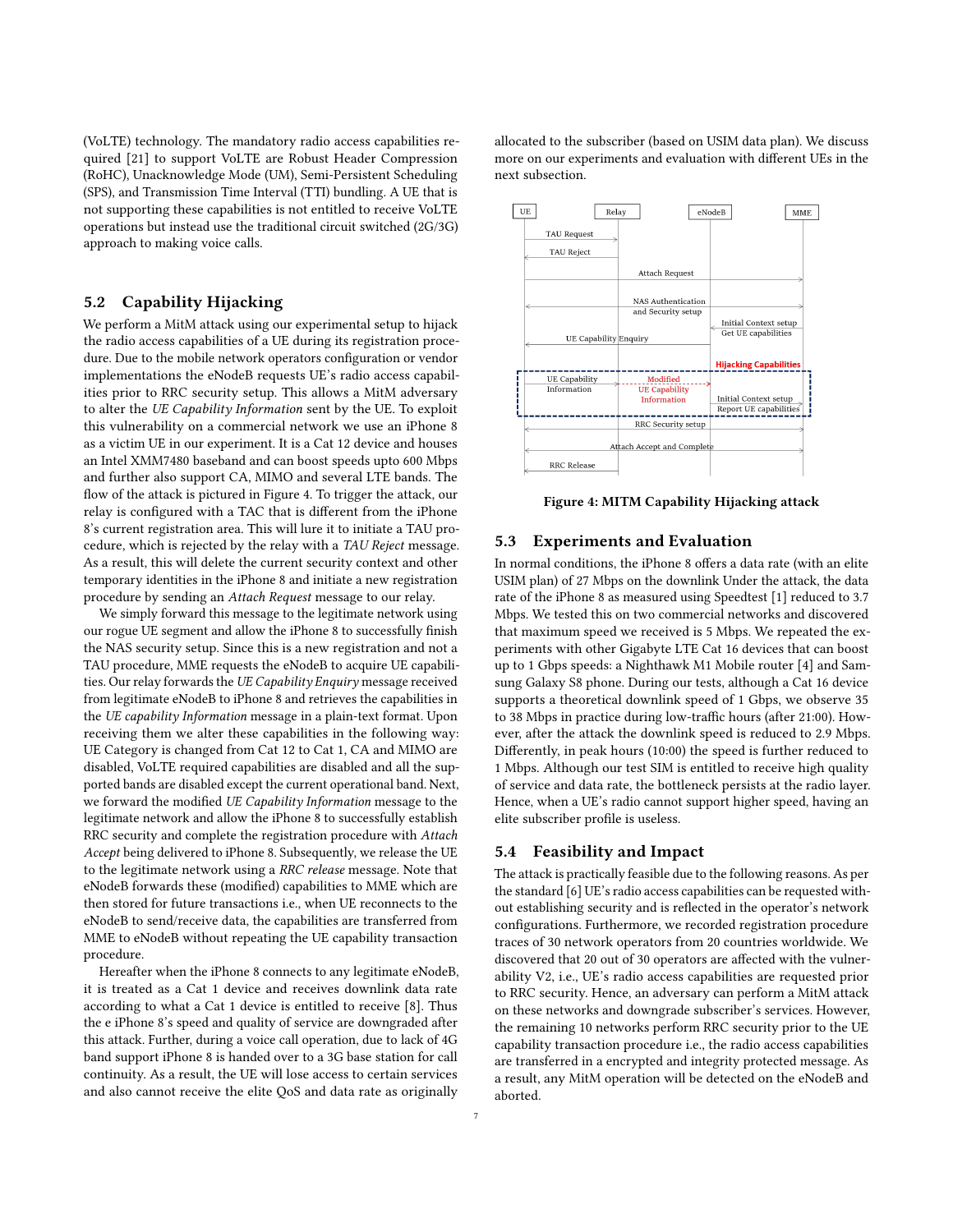(VoLTE) technology. The mandatory radio access capabilities required [21] to support VoLTE are Robust Header Compression (RoHC), Unacknowledge Mode (UM), Semi-Persistent Scheduling (SPS), and Transmission Time Interval (TTI) bundling. A UE that is not supporting these capabilities is not entitled to receive VoLTE operations but instead use the traditional circuit switched (2G/3G) approach to making voice calls.

## 5.2 Capability Hijacking

We perform a MitM attack using our experimental setup to hijack the radio access capabilities of a UE during its registration procedure. Due to the mobile network operators configuration or vendor implementations the eNodeB requests UE's radio access capabilities prior to RRC security setup. This allows a MitM adversary to alter the *UE Capability Information* sent by the UE. To exploit this vulnerability on a commercial network we use an iPhone 8 as a victim UE in our experiment. It is a Cat 12 device and houses an Intel XMM7480 baseband and can boost speeds upto 600 Mbps and further also support CA, MIMO and several LTE bands. The flow of the attack is pictured in Figure 4. To trigger the attack, our relay is configured with a TAC that is different from the iPhone 8's current registration area. This will lure it to initiate a TAU procedure, which is rejected by the relay with a *TAU Reject* message. As a result, this will delete the current security context and other temporary identities in the iPhone 8 and initiate a new registration procedure by sending an *Attach Request* message to our relay.

We simply forward this message to the legitimate network using our rogue UE segment and allow the iPhone 8 to successfully finish the NAS security setup. Since this is a new registration and not a TAU procedure, MME requests the eNodeB to acquire UE capabilities. Our relay forwards the *UE Capability Enquiry* message received from legitimate eNodeB to iPhone 8 and retrieves the capabilities in the *UE capability Information* message in a plain-text format. Upon receiving them we alter these capabilities in the following way: UE Category is changed from Cat 12 to Cat 1, CA and MIMO are disabled, VoLTE required capabilities are disabled and all the supported bands are disabled except the current operational band. Next, we forward the modified *UE Capability Information* message to the legitimate network and allow the iPhone 8 to successfully establish RRC security and complete the registration procedure with *Attach Accept* being delivered to iPhone 8. Subsequently, we release the UE to the legitimate network using a *RRC release* message. Note that eNodeB forwards these (modified) capabilities to MME which are then stored for future transactions i.e., when UE reconnects to the eNodeB to send/receive data, the capabilities are transferred from MME to eNodeB without repeating the UE capability transaction procedure.

Hereafter when the iPhone 8 connects to any legitimate eNodeB, it is treated as a Cat 1 device and receives downlink data rate according to what a Cat 1 device is entitled to receive [8]. Thus the e iPhone 8's speed and quality of service are downgraded after this attack. Further, during a voice call operation, due to lack of 4G band support iPhone 8 is handed over to a 3G base station for call continuity. As a result, the UE will lose access to certain services and also cannot receive the elite QoS and data rate as originally allocated to the subscriber (based on USIM data plan). We discuss more on our experiments and evaluation with different UEs in the next subsection.

**Figure 4: MITM Capability Hijacking attack**

## 5.3 Experiments and Evaluation

In normal conditions, the iPhone 8 offers a data rate (with an elite USIM plan) of 27 Mbps on the downlink Under the attack, the data rate of the iPhone 8 as measured using Speedtest [1] reduced to 3.7 Mbps. We tested this on two commercial networks and discovered that maximum speed we received is 5 Mbps. We repeated the experiments with other Gigabyte LTE Cat 16 devices that can boost up to 1 Gbps speeds: a Nighthawk M1 Mobile router [4] and Samsung Galaxy S8 phone. During our tests, although a Cat 16 device supports a theoretical downlink speed of 1 Gbps, we observe 35 to 38 Mbps in practice during low-traffic hours (after 21:00). However, after the attack the downlink speed is reduced to 2.9 Mbps. Differently, in peak hours (10:00) the speed is further reduced to 1 Mbps. Although our test SIM is entitled to receive high quality of service and data rate, the bottleneck persists at the radio layer. Hence, when a UE's radio cannot support higher speed, having an elite subscriber profile is useless.

## 5.4 Feasibility and Impact

The attack is practically feasible due to the following reasons. As per the standard [6] UE's radio access capabilities can be requested without establishing security and is reflected in the operator's network configurations. Furthermore, we recorded registration procedure traces of 30 network operators from 20 countries worldwide. We discovered that 20 out of 30 operators are affected with the vulnerability V2, i.e., UE's radio access capabilities are requested prior to RRC security. Hence, an adversary can perform a MitM attack on these networks and downgrade subscriber's services. However, the remaining 10 networks perform RRC security prior to the UE capability transaction procedure i.e., the radio access capabilities are transferred in a encrypted and integrity protected message. As a result, any MitM operation will be detected on the eNodeB and aborted.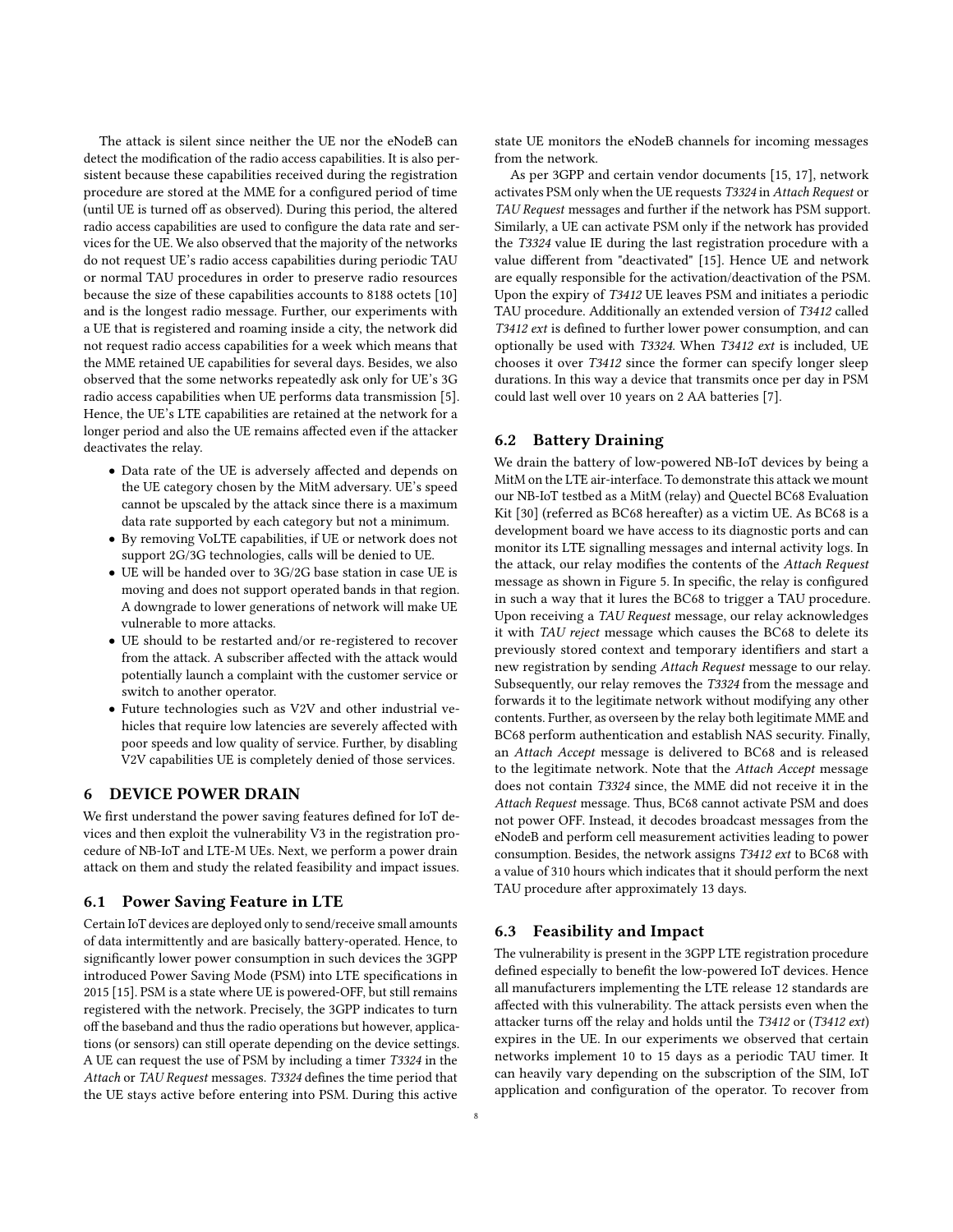The attack is silent since neither the UE nor the eNodeB can detect the modification of the radio access capabilities. It is also persistent because these capabilities received during the registration procedure are stored at the MME for a configured period of time (until UE is turned off as observed). During this period, the altered radio access capabilities are used to configure the data rate and services for the UE. We also observed that the majority of the networks do not request UE's radio access capabilities during periodic TAU or normal TAU procedures in order to preserve radio resources because the size of these capabilities accounts to 8188 octets [10] and is the longest radio message. Further, our experiments with a UE that is registered and roaming inside a city, the network did not request radio access capabilities for a week which means that the MME retained UE capabilities for several days. Besides, we also observed that the some networks repeatedly ask only for UE's 3G radio access capabilities when UE performs data transmission [5]. Hence, the UE's LTE capabilities are retained at the network for a longer period and also the UE remains affected even if the attacker deactivates the relay.

- Data rate of the UE is adversely affected and depends on the UE category chosen by the MitM adversary. UE's speed cannot be upscaled by the attack since there is a maximum data rate supported by each category but not a minimum.
- By removing VoLTE capabilities, if UE or network does not support 2G/3G technologies, calls will be denied to UE.
- UE will be handed over to 3G/2G base station in case UE is moving and does not support operated bands in that region. A downgrade to lower generations of network will make UE vulnerable to more attacks.
- UE should to be restarted and/or re-registered to recover from the attack. A subscriber affected with the attack would potentially launch a complaint with the customer service or switch to another operator.
- Future technologies such as V2V and other industrial vehicles that require low latencies are severely affected with poor speeds and low quality of service. Further, by disabling V2V capabilities UE is completely denied of those services.

# 6 DEVICE POWER DRAIN

We first understand the power saving features defined for IoT devices and then exploit the vulnerability V3 in the registration procedure of NB-IoT and LTE-M UEs. Next, we perform a power drain attack on them and study the related feasibility and impact issues.

## 6.1 Power Saving Feature in LTE

Certain IoT devices are deployed only to send/receive small amounts of data intermittently and are basically battery-operated. Hence, to significantly lower power consumption in such devices the 3GPP introduced Power Saving Mode (PSM) into LTE specifications in 2015 [15]. PSM is a state where UE is powered-OFF, but still remains registered with the network. Precisely, the 3GPP indicates to turn off the baseband and thus the radio operations but however, applications (or sensors) can still operate depending on the device settings. A UE can request the use of PSM by including a timer *T3324* in the *Attach* or *TAU Request* messages. *T3324* defines the time period that the UE stays active before entering into PSM. During this active state UE monitors the eNodeB channels for incoming messages from the network.

As per 3GPP and certain vendor documents [15, 17], network activates PSM only when the UE requests *T3324* in *Attach Request* or *TAU Request* messages and further if the network has PSM support. Similarly, a UE can activate PSM only if the network has provided the *T3324* value IE during the last registration procedure with a value different from "deactivated" [15]. Hence UE and network are equally responsible for the activation/deactivation of the PSM. Upon the expiry of *T3412* UE leaves PSM and initiates a periodic TAU procedure. Additionally an extended version of *T3412* called *T3412 ext* is defined to further lower power consumption, and can optionally be used with *T3324*. When *T3412 ext* is included, UE chooses it over *T3412* since the former can specify longer sleep durations. In this way a device that transmits once per day in PSM could last well over 10 years on 2 AA batteries [7].

## 6.2 Battery Draining

We drain the battery of low-powered NB-IoT devices by being a MitM on the LTE air-interface. To demonstrate this attack we mount our NB-IoT testbed as a MitM (relay) and Quectel BC68 Evaluation Kit [30] (referred as BC68 hereafter) as a victim UE. As BC68 is a development board we have access to its diagnostic ports and can monitor its LTE signalling messages and internal activity logs. In the attack, our relay modifies the contents of the *Attach Request* message as shown in Figure 5. In specific, the relay is configured in such a way that it lures the BC68 to trigger a TAU procedure. Upon receiving a *TAU Request* message, our relay acknowledges it with *TAU reject* message which causes the BC68 to delete its previously stored context and temporary identifiers and start a new registration by sending *Attach Request* message to our relay. Subsequently, our relay removes the *T3324* from the message and forwards it to the legitimate network without modifying any other contents. Further, as overseen by the relay both legitimate MME and BC68 perform authentication and establish NAS security. Finally, an *Attach Accept* message is delivered to BC68 and is released to the legitimate network. Note that the *Attach Accept* message does not contain *T3324* since, the MME did not receive it in the *Attach Request* message. Thus, BC68 cannot activate PSM and does not power OFF. Instead, it decodes broadcast messages from the eNodeB and perform cell measurement activities leading to power consumption. Besides, the network assigns *T3412 ext* to BC68 with a value of 310 hours which indicates that it should perform the next TAU procedure after approximately 13 days.

## 6.3 Feasibility and Impact

The vulnerability is present in the 3GPP LTE registration procedure defined especially to benefit the low-powered IoT devices. Hence all manufacturers implementing the LTE release 12 standards are affected with this vulnerability. The attack persists even when the attacker turns off the relay and holds until the *T3412* or (*T3412 ext*) expires in the UE. In our experiments we observed that certain networks implement 10 to 15 days as a periodic TAU timer. It can heavily vary depending on the subscription of the SIM, IoT application and configuration of the operator. To recover from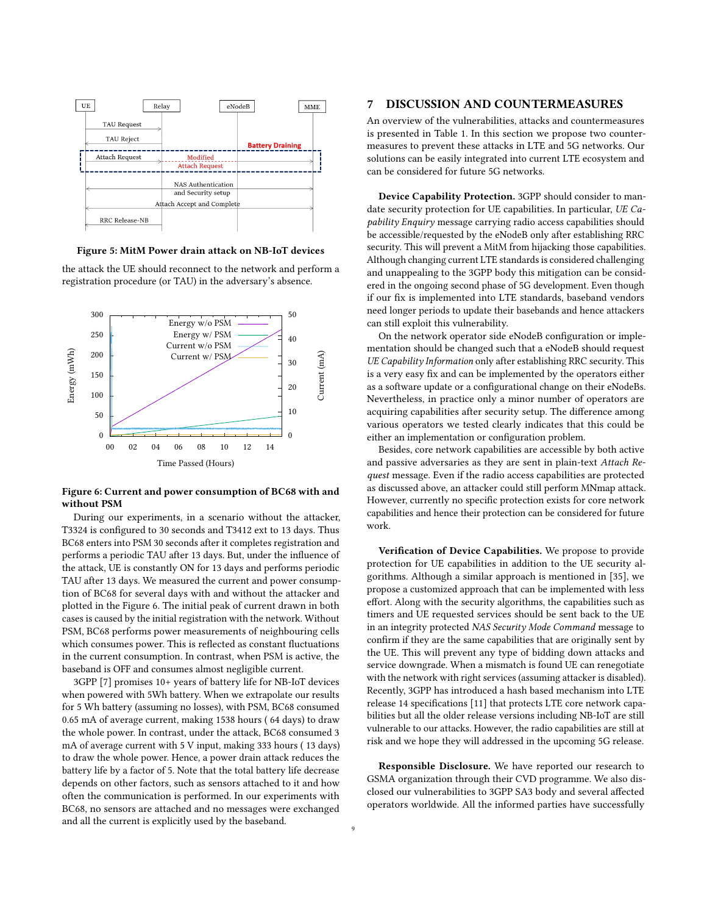Figure 5: MitM Power drain attack on NB-IoT devices

the attack the UE should reconnect to the network and perform a registration procedure (or TAU) in the adversary's absence.

Figure 6: Current and power consumption of BC68 with and without PSM

During our experiments, in a scenario without the attacker, T3324 is configured to 30 seconds and T3412 ext to 13 days. Thus BC68 enters into PSM 30 seconds after it completes registration and performs a periodic TAU after 13 days. But, under the influence of the attack, UE is constantly ON for 13 days and performs periodic TAU after 13 days. We measured the current and power consumption of BC68 for several days with and without the attacker and plotted in the Figure 6. The initial peak of current drawn in both cases is caused by the initial registration with the network. Without PSM, BC68 performs power measurements of neighbouring cells which consumes power. This is reflected as constant fluctuations in the current consumption. In contrast, when PSM is active, the baseband is OFF and consumes almost negligible current.

3GPP [7] promises 10+ years of battery life for NB-IoT devices when powered with 5Wh battery. When we extrapolate our results for 5 Wh battery (assuming no losses), with PSM, BC68 consumed 0.65 mA of average current, making 1538 hours ( 64 days) to draw the whole power. In contrast, under the attack, BC68 consumed 3 mA of average current with 5 V input, making 333 hours ( 13 days) to draw the whole power. Hence, a power drain attack reduces the battery life by a factor of 5. Note that the total battery life decrease depends on other factors, such as sensors attached to it and how often the communication is performed. In our experiments with BC68, no sensors are attached and no messages were exchanged and all the current is explicitly used by the baseband.

# 7 DISCUSSION AND COUNTERMEASURES

An overview of the vulnerabilities, attacks and countermeasures is presented in Table 1. In this section we propose two countermeasures to prevent these attacks in LTE and 5G networks. Our solutions can be easily integrated into current LTE ecosystem and can be considered for future 5G networks.

**Device Capability Protection.** 3GPP should consider to mandate security protection for UE capabilities. In particular, *UE Capability Enquiry* message carrying radio access capabilities should be accessible/requested by the eNodeB only after establishing RRC security. This will prevent a MitM from hijacking those capabilities. Although changing current LTE standards is considered challenging and unappealing to the 3GPP body this mitigation can be considered in the ongoing second phase of 5G development. Even though if our fix is implemented into LTE standards, baseband vendors need longer periods to update their basebands and hence attackers can still exploit this vulnerability.

On the network operator side eNodeB configuration or implementation should be changed such that a eNodeB should request *UE Capability Information* only after establishing RRC security. This is a very easy fix and can be implemented by the operators either as a software update or a configurational change on their eNodeBs. Nevertheless, in practice only a minor number of operators are acquiring capabilities after security setup. The difference among various operators we tested clearly indicates that this could be either an implementation or configuration problem.

Besides, core network capabilities are accessible by both active and passive adversaries as they are sent in plain-text *Attach Request* message. Even if the radio access capabilities are protected as discussed above, an attacker could still perform MNmap attack. However, currently no specific protection exists for core network capabilities and hence their protection can be considered for future work.

**Verification of Device Capabilities.** We propose to provide protection for UE capabilities in addition to the UE security algorithms. Although a similar approach is mentioned in [35], we propose a customized approach that can be implemented with less effort. Along with the security algorithms, the capabilities such as timers and UE requested services should be sent back to the UE in an integrity protected *NAS Security Mode Command* message to confirm if they are the same capabilities that are originally sent by the UE. This will prevent any type of bidding down attacks and service downgrade. When a mismatch is found UE can renegotiate with the network with right services (assuming attacker is disabled). Recently, 3GPP has introduced a hash based mechanism into LTE release 14 specifications [11] that protects LTE core network capabilities but all the older release versions including NB-IoT are still vulnerable to our attacks. However, the radio capabilities are still at risk and we hope they will addressed in the upcoming 5G release.

**Responsible Disclosure.** We have reported our research to GSMA organization through their CVD programme. We also disclosed our vulnerabilities to 3GPP SA3 body and several affected operators worldwide. All the informed parties have successfully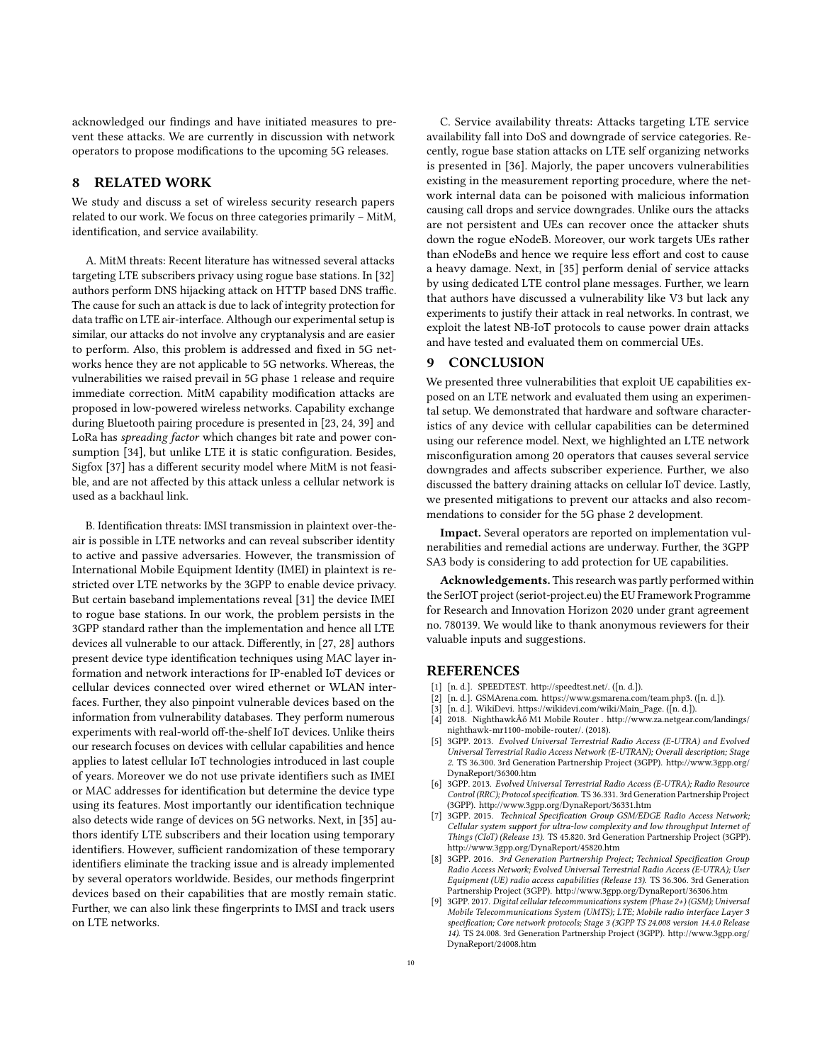acknowledged our findings and have initiated measures to prevent these attacks. We are currently in discussion with network operators to propose modifications to the upcoming 5G releases.

## 8 RELATED WORK

We study and discuss a set of wireless security research papers related to our work. We focus on three categories primarily – MitM, identification, and service availability.

A. MitM threats: Recent literature has witnessed several attacks targeting LTE subscribers privacy using rogue base stations. In [32] authors perform DNS hijacking attack on HTTP based DNS traffic. The cause for such an attack is due to lack of integrity protection for data traffic on LTE air-interface. Although our experimental setup is similar, our attacks do not involve any cryptanalysis and are easier to perform. Also, this problem is addressed and fixed in 5G networks hence they are not applicable to 5G networks. Whereas, the vulnerabilities we raised prevail in 5G phase 1 release and require immediate correction. MitM capability modification attacks are proposed in low-powered wireless networks. Capability exchange during Bluetooth pairing procedure is presented in [23, 24, 39] and LoRa has *spreading factor* which changes bit rate and power consumption [34], but unlike LTE it is static configuration. Besides, Sigfox [37] has a different security model where MitM is not feasible, and are not affected by this attack unless a cellular network is used as a backhaul link.

B. Identification threats: IMSI transmission in plaintext over-the-air is possible in LTE networks and can reveal subscriber identity to active and passive adversaries. However, the transmission of International Mobile Equipment Identity (IMEI) in plaintext is restricted over LTE networks by the 3GPP to enable device privacy. But certain baseband implementations reveal [31] the device IMEI to rogue base stations. In our work, the problem persists in the 3GPP standard rather than the implementation and hence all LTE devices all vulnerable to our attack. Differently, in [27, 28] authors present device type identification techniques using MAC layer information and network interactions for IP-enabled IoT devices or cellular devices connected over wired ethernet or WLAN interfaces. Further, they also pinpoint vulnerable devices based on the information from vulnerability databases. They perform numerous experiments with real-world off-the-shelf IoT devices. Unlike theirs our research focuses on devices with cellular capabilities and hence applies to latest cellular IoT technologies introduced in last couple of years. Moreover we do not use private identifiers such as IMEI or MAC addresses for identification but determine the device type using its features. Most importantly our identification technique also detects wide range of devices on 5G networks. Next, in [35] authors identify LTE subscribers and their location using temporary identifiers. However, sufficient randomization of these temporary identifiers eliminate the tracking issue and is already implemented by several operators worldwide. Besides, our methods fingerprint devices based on their capabilities that are mostly remain static. Further, we can also link these fingerprints to IMSI and track users on LTE networks.

C. Service availability threats: Attacks targeting LTE service availability fall into DoS and downgrade of service categories. Recently, rogue base station attacks on LTE self organizing networks is presented in [36]. Majorly, the paper uncovers vulnerabilities existing in the measurement reporting procedure, where the network internal data can be poisoned with malicious information causing call drops and service downgrades. Unlike ours the attacks are not persistent and UEs can recover once the attacker shuts down the rogue eNodeB. Moreover, our work targets UEs rather than eNodeBs and hence we require less effort and cost to cause a heavy damage. Next, in [35] perform denial of service attacks by using dedicated LTE control plane messages. Further, we learn that authors have discussed a vulnerability like V3 but lack any experiments to justify their attack in real networks. In contrast, we exploit the latest NB-IoT protocols to cause power drain attacks and have tested and evaluated them on commercial UEs.

## 9 CONCLUSION

We presented three vulnerabilities that exploit UE capabilities exposed on an LTE network and evaluated them using an experimental setup. We demonstrated that hardware and software characteristics of any device with cellular capabilities can be determined using our reference model. Next, we highlighted an LTE network misconfiguration among 20 operators that causes several service downgrades and affects subscriber experience. Further, we also discussed the battery draining attacks on cellular IoT device. Lastly, we presented mitigations to prevent our attacks and also recommendations to consider for the 5G phase 2 development.

**Impact.** Several operators are reported on implementation vulnerabilities and remedial actions are underway. Further, the 3GPP SA3 body is considering to add protection for UE capabilities.

**Acknowledgements.** This research was partly performed within the SerIOT project (seriot-project.eu) the EU Framework Programme for Research and Innovation Horizon 2020 under grant agreement no. 780139. We would like to thank anonymous reviewers for their valuable inputs and suggestions.

## REFERENCES

- [1] [n. d.]. SPEEDTEST. http://speedtest.net/. ([n. d.]).
- [2] [n. d.]. GSMArena.com. https://www.gsmarena.com/team.php3. ([n. d.]).
- [3] [n. d.]. WikiDevi. https://wikidevi.com/wiki/Main_Page. ([n. d.]).
- [4] 2018. NighthawkÂő M1 Mobile Router . http://www.za.netgear.com/landings/nighthawk-mr1100-mobile-router/. (2018).
- [5] 3GPP. 2013. *Evolved Universal Terrestrial Radio Access (E-UTRA) and Evolved Universal Terrestrial Radio Access Network (E-UTRAN); Overall description; Stage 2.* TS 36.300. 3rd Generation Partnership Project (3GPP). http://www.3gpp.org/DynaReport/36300.htm
- [6] 3GPP. 2013. *Evolved Universal Terrestrial Radio Access (E-UTRA); Radio Resource Control (RRC); Protocol specification.* TS 36.331. 3rd Generation Partnership Project (3GPP). http://www.3gpp.org/DynaReport/36331.htm
- [7] 3GPP. 2015. *Technical Specification Group GSM/EDGE Radio Access Network; Cellular system support for ultra-low complexity and low throughput Internet of Things (CIoT) (Release 13).* TS 45.820. 3rd Generation Partnership Project (3GPP). http://www.3gpp.org/DynaReport/45820.htm
- [8] 3GPP. 2016. *3rd Generation Partnership Project; Technical Specification Group Radio Access Network; Evolved Universal Terrestrial Radio Access (E-UTRA); User Equipment (UE) radio access capabilities (Release 13).* TS 36.306. 3rd Generation Partnership Project (3GPP). http://www.3gpp.org/DynaReport/36306.htm
- [9] 3GPP. 2017. *Digital cellular telecommunications system (Phase 2+) (GSM); Universal Mobile Telecommunications System (UMTS); LTE; Mobile radio interface Layer 3 specification; Core network protocols; Stage 3 (3GPP TS 24.008 version 14.4.0 Release 14).* TS 24.008. 3rd Generation Partnership Project (3GPP). http://www.3gpp.org/DynaReport/24008.htm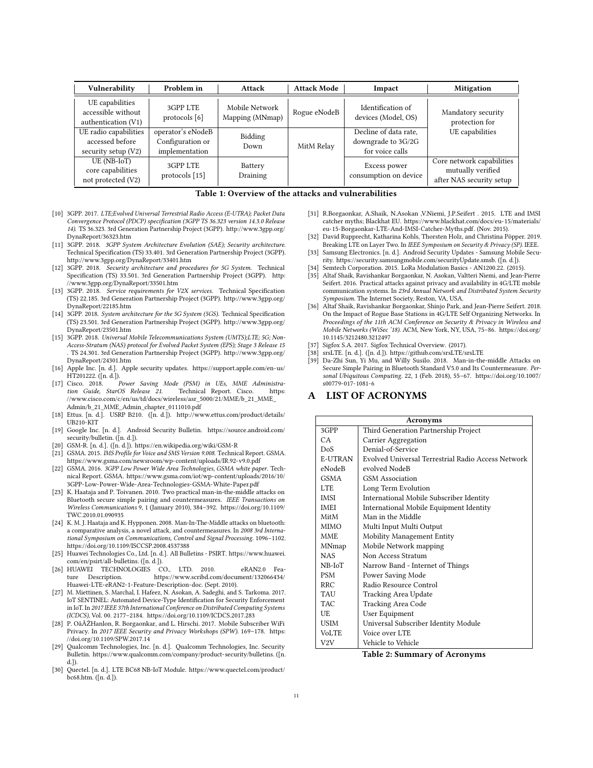| Vulnerability | Problem in | Attack | Attack Mode | Impact | Mitigation |
|---|---|---|---|---|---|
| UE capabilities accessible without authentication (V1) | 3GPP LTE protocols [6] | Mobile Network Mapping (MNmap) | Rogue eNodeB | Identification of devices (Model, OS) | Mandatory security protection for UE capabilities |
| UE radio capabilities accessed before security setup (V2) | operator's eNodeB Configuration or implementation | Bidding Down | MitM Relay | Decline of data rate, downgrade to 3G/2G for voice calls | |
| UE (NB-IoT) core capabilities not protected (V2) | 3GPP LTE protocols [15] | Battery Draining | | Excess power consumption on device | Core network capabilities mutually verified after NAS security setup |

**Table 1: Overview of the attacks and vulnerabilities**

[10] 3GPP. 2017. *LTE;Evolved Universal Terrestrial Radio Access (E-UTRA); Packet Data Convergence Protocol (PDCP) specification (3GPP TS 36.323 version 14.3.0 Release 14)*. TS 36.323. 3rd Generation Partnership Project (3GPP). http://www.3gpp.org/DynaReport/36323.htm

[11] 3GPP. 2018. *3GPP System Architecture Evolution (SAE); Security architecture*. Technical Specification (TS) 33.401. 3rd Generation Partnership Project (3GPP). http://www.3gpp.org/DynaReport/33401.htm

[12] 3GPP. 2018. *Security architecture and procedures for 5G System*. Technical Specification (TS) 33.501. 3rd Generation Partnership Project (3GPP). http://www.3gpp.org/DynaReport/33501.htm

[13] 3GPP. 2018. *Service requirements for V2X services*. Technical Specification (TS) 22.185. 3rd Generation Partnership Project (3GPP). http://www.3gpp.org/DynaReport/22185.htm

[14] 3GPP. 2018. *System architecture for the 5G System (5GS)*. Technical Specification (TS) 23.501. 3rd Generation Partnership Project (3GPP). http://www.3gpp.org/DynaReport/23501.htm

[15] 3GPP. 2018. *Universal Mobile Telecommunications System (UMTS);LTE; 5G; Non-Access-Stratum (NAS) protocol for Evolved Packet System (EPS); Stage 3 Release 15*. TS 24.301. 3rd Generation Partnership Project (3GPP). http://www.3gpp.org/DynaReport/24301.htm

[16] Apple Inc. [n. d.]. Apple security updates. https://support.apple.com/en-us/HT201222. ([n. d.]).

[17] Cisco. 2018. *Power Saving Mode (PSM) in UEs, MME Administration Guide, StarOS Release 21*. Technical Report. Cisco. https://www.cisco.com/c/en/us/td/docs/wireless/asr_5000/21/MME/b_21_MME_Admin/b_21_MME_Admin_chapter_0111010.pdf

[18] Ettus. [n. d.]. USRP B210. ([n. d.]). http://www.ettus.com/product/details/UB210-KIT

[19] Google Inc. [n. d.]. Android Security Bulletin. https://source.android.com/security/bulletin. ([n. d.]).

[20] GSM-R. [n. d.]. ([n. d.]). https://en.wikipedia.org/wiki/GSM-R

[21] GSMA. 2015. *IMS Profile for Voice and SMS Version 9.008*. Technical Report. GSMA. https://www.gsma.com/newsroom/wp-content/uploads/IR.92-v9.0.pdf

[22] GSMA. 2016. *3GPP Low Power Wide Area Technologies, GSMA white paper*. Technical Report. GSMA. https://www.gsma.com/iot/wp-content/uploads/2016/10/3GPP-Low-Power-Wide-Area-Technologies-GSMA-White-Paper.pdf

[23] K. Haataja and P. Toivanen. 2010. Two practical man-in-the-middle attacks on Bluetooth secure simple pairing and countermeasures. *IEEE Transactions on Wireless Communications* 9, 1 (January 2010), 384–392. https://doi.org/10.1109/TWC.2010.01.090935

[24] K. M. J. Haataja and K. Hypponen. 2008. Man-In-The-Middle attacks on bluetooth: a comparative analysis, a novel attack, and countermeasures. In *2008 3rd International Symposium on Communications, Control and Signal Processing*. 1096–1102. https://doi.org/10.1109/ISCCSP.2008.4537388

[25] Huawei Technologies Co., Ltd. [n. d.]. All Bulletins - PSIRT. https://www.huawei.com/en/psirt/all-bulletins. ([n. d.]).

[26] HUAWEI TECHNOLOGIES CO., LTD. 2010. eRAN2.0 Feature Description. https://www.scribd.com/document/132066434/Huawei-LTE-eRAN2-1-Feature-Description-doc. (Sept. 2010).

[27] M. Miettinen, S. Marchal, I. Hafeez, N. Asokan, A. Sadeghi, and S. Tarkoma. 2017. IoT SENTINEL: Automated Device-Type Identification for Security Enforcement in IoT. In *2017 IEEE 37th International Conference on Distributed Computing Systems (ICDCS)*, Vol. 00. 2177–2184. https://doi.org/10.1109/ICDCS.2017.283

[28] P. OâĂŹHanlon, R. Borgaonkar, and L. Hirschi. 2017. Mobile Subscriber WiFi Privacy. In *2017 IEEE Security and Privacy Workshops (SPW)*. 169–178. https://doi.org/10.1109/SPW.2017.14

[29] Qualcomm Technologies, Inc. [n. d.]. Qualcomm Technologies, Inc. Security Bulletin. https://www.qualcomm.com/company/product-security/bulletins. ([n. d.]).

[30] Quectel. [n. d.]. LTE BC68 NB-IoT Module. https://www.quectel.com/product/bc68.htm. ([n. d.]).

[31] R.Borgaonkar, A.Shaik, N.Asokan ,V.Niemi, J.P.Seifert . 2015. LTE and IMSI catcher myths; Blackhat EU. https://www.blackhat.com/docs/eu-15/materials/eu-15-Borgaonkar-LTE-And-IMSI-Catcher-Myths.pdf. (Nov. 2015).

[32] David Rupprecht, Katharina Kohls, Thorsten Holz, and Christina Pöpper. 2019. Breaking LTE on Layer Two. In *IEEE Symposium on Security & Privacy (SP)*. IEEE.

[33] Samsung Electronics. [n. d.]. Android Security Updates - Samsung Mobile Security. https://security.samsungmobile.com/securityUpdate.smsb. ([n. d.]).

[34] Semtech Corporation. 2015. LoRa Modulation Basics - AN1200.22. (2015).

[35] Altaf Shaik, Ravishankar Borgaonkar, N. Asokan, Valtteri Niemi, and Jean-Pierre Seifert. 2016. Practical attacks against privacy and availability in 4G/LTE mobile communication systems. In *23rd Annual Network and Distributed System Security Symposium*. The Internet Society, Reston, VA, USA.

[36] Altaf Shaik, Ravishankar Borgaonkar, Shinjo Park, and Jean-Pierre Seifert. 2018. On the Impact of Rogue Base Stations in 4G/LTE Self Organizing Networks. In *Proceedings of the 11th ACM Conference on Security & Privacy in Wireless and Mobile Networks (WiSec '18)*. ACM, New York, NY, USA, 75–86. https://doi.org/10.1145/3212480.3212497

[37] Sigfox S.A. 2017. Sigfox Technical Overview. (2017).

[38] srsLTE. [n. d.]. ([n. d.]). https://github.com/srsLTE/srsLTE

[39] Da-Zhi Sun, Yi Mu, and Willy Susilo. 2018. Man-in-the-middle Attacks on Secure Simple Pairing in Bluetooth Standard V5.0 and Its Countermeasure. *Personal Ubiquitous Computing*. 22, 1 (Feb. 2018), 55–67. https://doi.org/10.1007/s00779-017-1081-6

# A LIST OF ACRONYMS

| Acronyms | |
|---|---|
| 3GPP | Third Generation Partnership Project |
| CA | Carrier Aggregation |
| DoS | Denial-of-Service |
| E-UTRAN | Evolved Universal Terrestrial Radio Access Network |
| eNodeB | evolved NodeB |
| GSMA | GSM Association |
| LTE | Long Term Evolution |
| IMSI | International Mobile Subscriber Identity |
| IMEI | International Mobile Equipment Identity |
| MitM | Man in the Middle |
| MIMO | Multi Input Multi Output |
| MME | Mobility Management Entity |
| MNmap | Mobile Network mapping |
| NAS | Non Access Stratum |
| NB-IoT | Narrow Band - Internet of Things |
| PSM | Power Saving Mode |
| RRC | Radio Resource Control |
| TAU | Tracking Area Update |
| TAC | Tracking Area Code |
| UE | User Equipment |
| USIM | Universal Subscriber Identity Module |
| VoLTE | Voice over LTE |
| V2V | Vehicle to Vehicle |

**Table 2: Summary of Acronyms**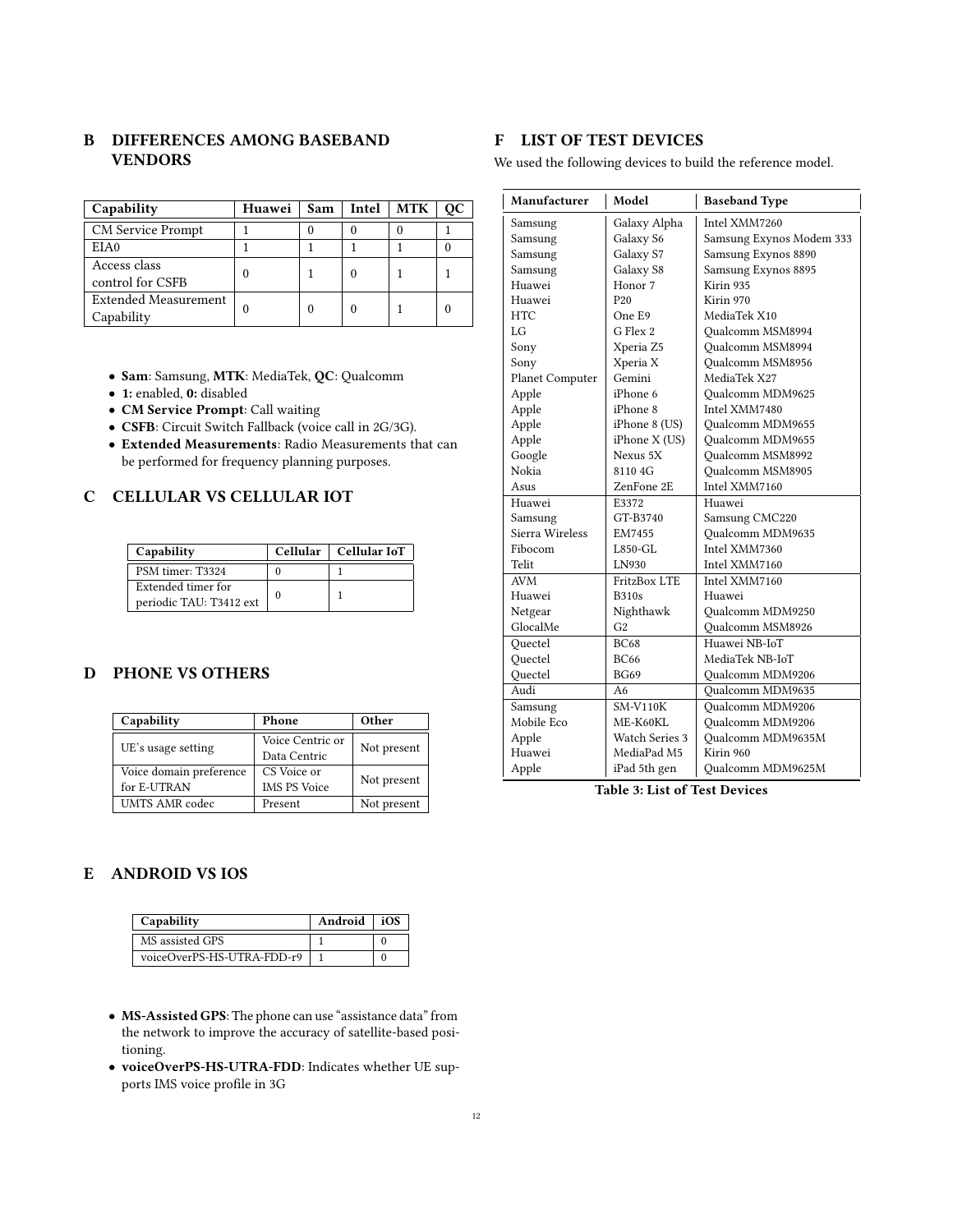## B DIFFERENCES AMONG BASEBAND VENDORS

| Capability | Huawei | Sam | Intel | MTK | QC |
|---|---|---|---|---|---|
| CM Service Prompt | 1 | 0 | 0 | 0 | 1 |
| EIA0 | 1 | 1 | 1 | 1 | 0 |
| Access class control for CSFB | 0 | 1 | 0 | 1 | 1 |
| Extended Measurement Capability | 0 | 0 | 0 | 1 | 0 |

- **Sam**: Samsung, **MTK**: MediaTek, **QC**: Qualcomm
- **1:** enabled, **0:** disabled
- **CM Service Prompt**: Call waiting
- **CSFB**: Circuit Switch Fallback (voice call in 2G/3G).
- **Extended Measurements**: Radio Measurements that can be performed for frequency planning purposes.

## C CELLULAR VS CELLULAR IOT

| Capability | Cellular | Cellular IoT |
|---|---|---|
| PSM timer: T3324 | 0 | 1 |
| Extended timer for periodic TAU: T3412 ext | 0 | 1 |

## D PHONE VS OTHERS

| Capability | Phone | Other |
|---|---|---|
| UE's usage setting | Voice Centric or Data Centric | Not present |
| Voice domain preference for E-UTRAN | CS Voice or IMS PS Voice | Not present |
| UMTS AMR codec | Present | Not present |

## E ANDROID VS IOS

| Capability | Android | iOS |
|---|---|---|
| MS assisted GPS | 1 | 0 |
| voiceOverPS-HS-UTRA-FDD-r9 | 1 | 0 |

- **MS-Assisted GPS**: The phone can use "assistance data" from the network to improve the accuracy of satellite-based positioning.
- **voiceOverPS-HS-UTRA-FDD**: Indicates whether UE supports IMS voice profile in 3G

## F LIST OF TEST DEVICES

We used the following devices to build the reference model.

| Manufacturer | Model | Baseband Type |
|---|---|---|
| Samsung | Galaxy Alpha | Intel XMM7260 |
| Samsung | Galaxy S6 | Samsung Exynos Modem 333 |
| Samsung | Galaxy S7 | Samsung Exynos 8890 |
| Samsung | Galaxy S8 | Samsung Exynos 8895 |
| Huawei | Honor 7 | Kirin 935 |
| Huawei | P20 | Kirin 970 |
| HTC | One E9 | MediaTek X10 |
| LG | G Flex 2 | Qualcomm MSM8994 |
| Sony | Xperia Z5 | Qualcomm MSM8994 |
| Sony | Xperia X | Qualcomm MSM8956 |
| Planet Computer | Gemini | MediaTek X27 |
| Apple | iPhone 6 | Qualcomm MDM9625 |
| Apple | iPhone 8 | Intel XMM7480 |
| Apple | iPhone 8 (US) | Qualcomm MDM9655 |
| Apple | iPhone X (US) | Qualcomm MDM9655 |
| Google | Nexus 5X | Qualcomm MSM8992 |
| Nokia | 8110 4G | Qualcomm MSM8905 |
| Asus | ZenFone 2E | Intel XMM7160 |
| Huawei | E3372 | Huawei |
| Samsung | GT-B3740 | Samsung CMC220 |
| Sierra Wireless | EM7455 | Qualcomm MDM9635 |
| Fibocom | L850-GL | Intel XMM7360 |
| Telit | LN930 | Intel XMM7160 |
| AVM | FritzBox LTE | Intel XMM7160 |
| Huawei | B310s | Huawei |
| Netgear | Nighthawk | Qualcomm MDM9250 |
| GlocalMe | G2 | Qualcomm MSM8926 |
| Quectel | BC68 | Huawei NB-IoT |
| Quectel | BC66 | MediaTek NB-IoT |
| Quectel | BG69 | Qualcomm MDM9206 |
| Audi | A6 | Qualcomm MDM9635 |
| Samsung | SM-V110K | Qualcomm MDM9206 |
| Mobile Eco | ME-K60KL | Qualcomm MDM9206 |
| Apple | Watch Series 3 | Qualcomm MDM9635M |
| Huawei | MediaPad M5 | Kirin 960 |
| Apple | iPad 5th gen | Qualcomm MDM9625M |

**Table 3: List of Test Devices**